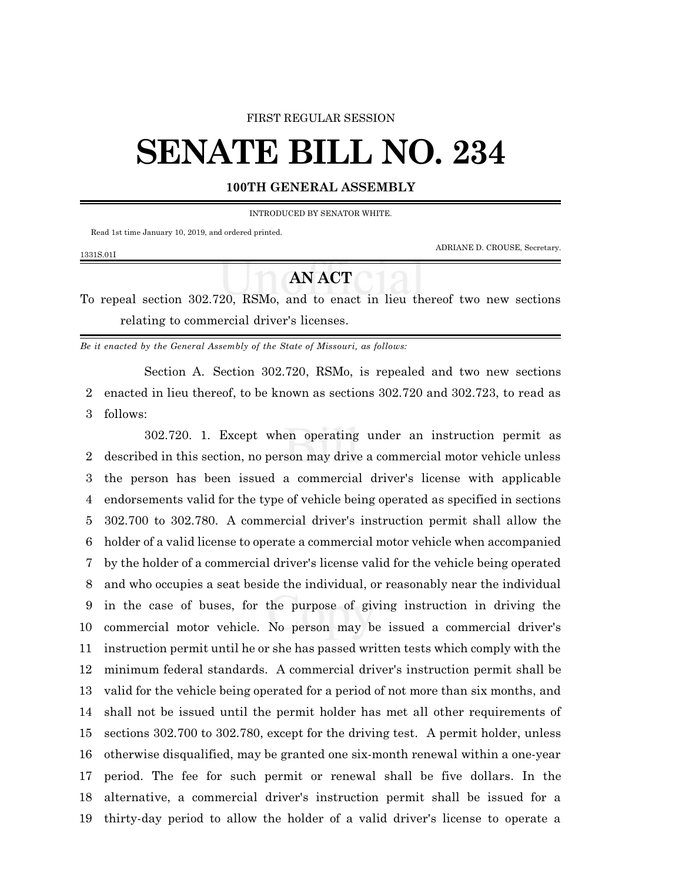FIRST REGULAR SESSION

# SENATE BILL NO. 234

**100TH GENERAL ASSEMBLY**

INTRODUCED BY SENATOR WHITE.

Read 1st time January 10, 2019, and ordered printed.

ADRIANE D. CROUSE, Secretary.

1331S.01I

## AN ACT

To repeal section 302.720, RSMo, and to enact in lieu thereof two new sections relating to commercial driver's licenses.

*Be it enacted by the General Assembly of the State of Missouri, as follows:*

Section A. Section 302.720, RSMo, is repealed and two new sections enacted in lieu thereof, to be known as sections 302.720 and 302.723, to read as follows:

302.720. 1. Except when operating under an instruction permit as described in this section, no person may drive a commercial motor vehicle unless the person has been issued a commercial driver's license with applicable endorsements valid for the type of vehicle being operated as specified in sections 302.700 to 302.780. A commercial driver's instruction permit shall allow the holder of a valid license to operate a commercial motor vehicle when accompanied by the holder of a commercial driver's license valid for the vehicle being operated and who occupies a seat beside the individual, or reasonably near the individual in the case of buses, for the purpose of giving instruction in driving the commercial motor vehicle. No person may be issued a commercial driver's instruction permit until he or she has passed written tests which comply with the minimum federal standards. A commercial driver's instruction permit shall be valid for the vehicle being operated for a period of not more than six months, and shall not be issued until the permit holder has met all other requirements of sections 302.700 to 302.780, except for the driving test. A permit holder, unless otherwise disqualified, may be granted one six-month renewal within a one-year period. The fee for such permit or renewal shall be five dollars. In the alternative, a commercial driver's instruction permit shall be issued for a thirty-day period to allow the holder of a valid driver's license to operate a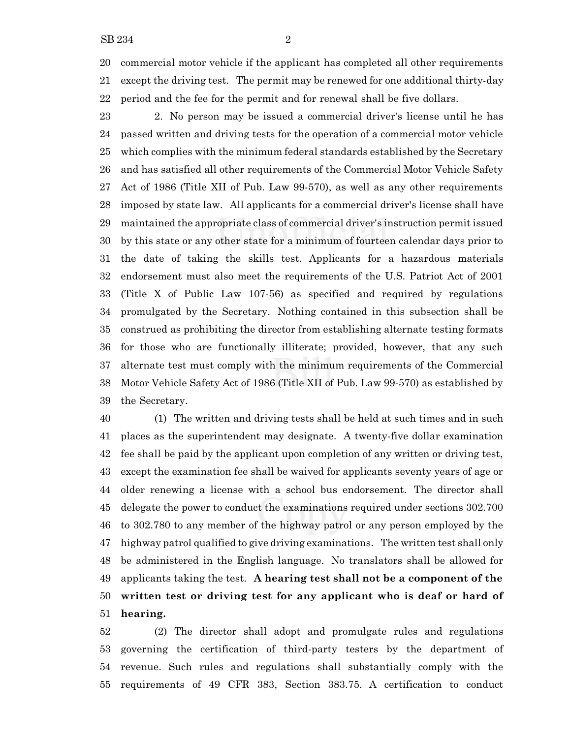commercial motor vehicle if the applicant has completed all other requirements except the driving test. The permit may be renewed for one additional thirty-day period and the fee for the permit and for renewal shall be five dollars.

2. No person may be issued a commercial driver's license until he has passed written and driving tests for the operation of a commercial motor vehicle which complies with the minimum federal standards established by the Secretary and has satisfied all other requirements of the Commercial Motor Vehicle Safety Act of 1986 (Title XII of Pub. Law 99-570), as well as any other requirements imposed by state law. All applicants for a commercial driver's license shall have maintained the appropriate class of commercial driver's instruction permit issued by this state or any other state for a minimum of fourteen calendar days prior to the date of taking the skills test. Applicants for a hazardous materials endorsement must also meet the requirements of the U.S. Patriot Act of 2001 (Title X of Public Law 107-56) as specified and required by regulations promulgated by the Secretary. Nothing contained in this subsection shall be construed as prohibiting the director from establishing alternate testing formats for those who are functionally illiterate; provided, however, that any such alternate test must comply with the minimum requirements of the Commercial Motor Vehicle Safety Act of 1986 (Title XII of Pub. Law 99-570) as established by the Secretary.

(1) The written and driving tests shall be held at such times and in such places as the superintendent may designate. A twenty-five dollar examination fee shall be paid by the applicant upon completion of any written or driving test, except the examination fee shall be waived for applicants seventy years of age or older renewing a license with a school bus endorsement. The director shall delegate the power to conduct the examinations required under sections 302.700 to 302.780 to any member of the highway patrol or any person employed by the highway patrol qualified to give driving examinations. The written test shall only be administered in the English language. No translators shall be allowed for applicants taking the test. **A hearing test shall not be a component of the written test or driving test for any applicant who is deaf or hard of hearing.**

(2) The director shall adopt and promulgate rules and regulations governing the certification of third-party testers by the department of revenue. Such rules and regulations shall substantially comply with the requirements of 49 CFR 383, Section 383.75. A certification to conduct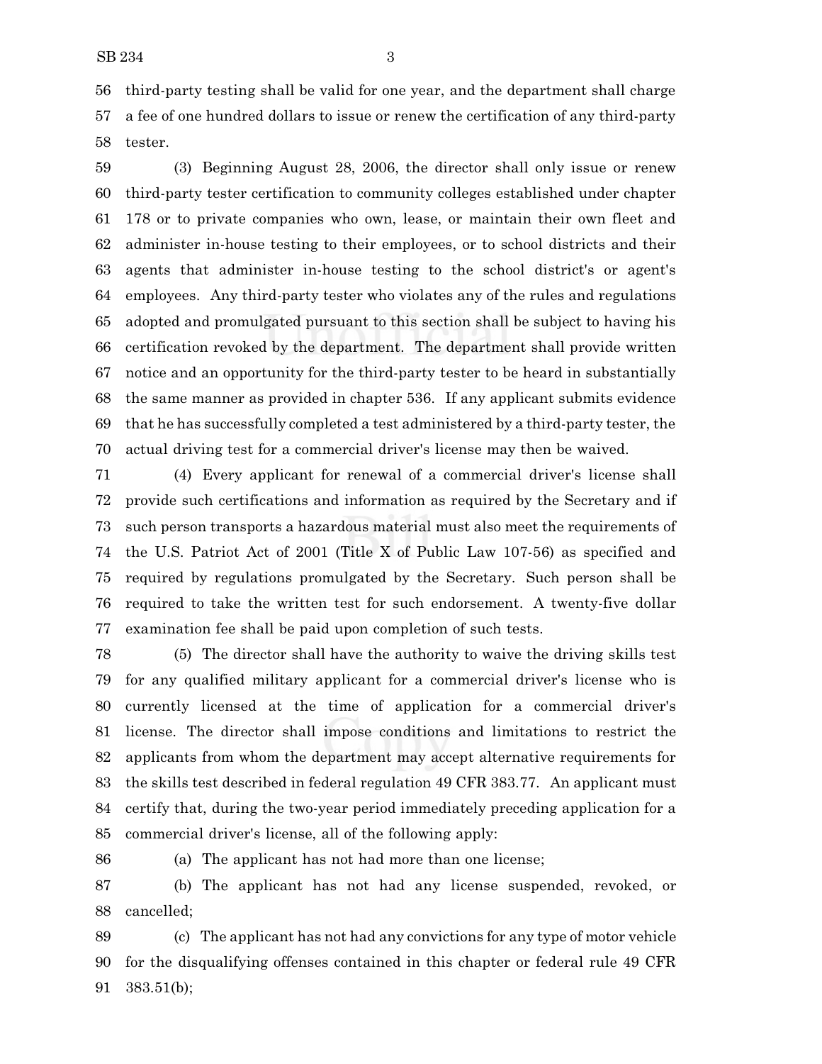third-party testing shall be valid for one year, and the department shall charge a fee of one hundred dollars to issue or renew the certification of any third-party tester.

(3) Beginning August 28, 2006, the director shall only issue or renew third-party tester certification to community colleges established under chapter 178 or to private companies who own, lease, or maintain their own fleet and administer in-house testing to their employees, or to school districts and their agents that administer in-house testing to the school district's or agent's employees. Any third-party tester who violates any of the rules and regulations adopted and promulgated pursuant to this section shall be subject to having his certification revoked by the department. The department shall provide written notice and an opportunity for the third-party tester to be heard in substantially the same manner as provided in chapter 536. If any applicant submits evidence that he has successfully completed a test administered by a third-party tester, the actual driving test for a commercial driver's license may then be waived.

(4) Every applicant for renewal of a commercial driver's license shall provide such certifications and information as required by the Secretary and if such person transports a hazardous material must also meet the requirements of the U.S. Patriot Act of 2001 (Title X of Public Law 107-56) as specified and required by regulations promulgated by the Secretary. Such person shall be required to take the written test for such endorsement. A twenty-five dollar examination fee shall be paid upon completion of such tests.

(5) The director shall have the authority to waive the driving skills test for any qualified military applicant for a commercial driver's license who is currently licensed at the time of application for a commercial driver's license. The director shall impose conditions and limitations to restrict the applicants from whom the department may accept alternative requirements for the skills test described in federal regulation 49 CFR 383.77. An applicant must certify that, during the two-year period immediately preceding application for a commercial driver's license, all of the following apply:

(a) The applicant has not had more than one license;

(b) The applicant has not had any license suspended, revoked, or cancelled;

(c) The applicant has not had any convictions for any type of motor vehicle for the disqualifying offenses contained in this chapter or federal rule 49 CFR 383.51(b);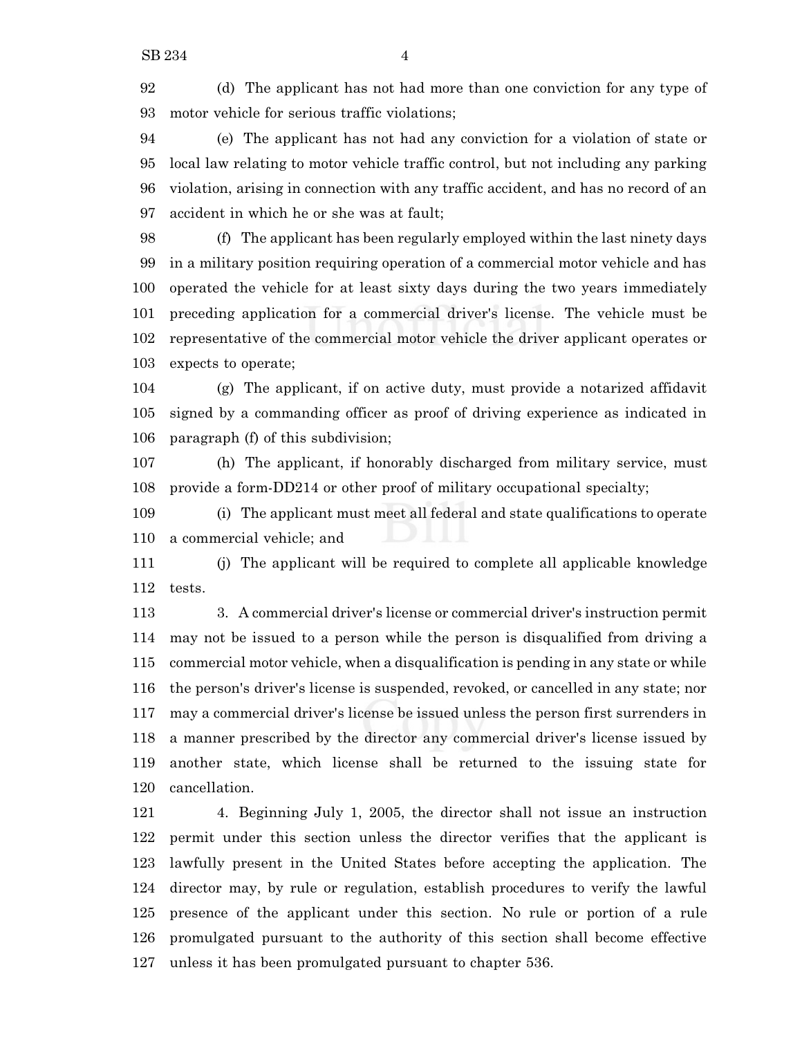(d) The applicant has not had more than one conviction for any type of motor vehicle for serious traffic violations;

(e) The applicant has not had any conviction for a violation of state or local law relating to motor vehicle traffic control, but not including any parking violation, arising in connection with any traffic accident, and has no record of an accident in which he or she was at fault;

(f) The applicant has been regularly employed within the last ninety days in a military position requiring operation of a commercial motor vehicle and has operated the vehicle for at least sixty days during the two years immediately preceding application for a commercial driver's license. The vehicle must be representative of the commercial motor vehicle the driver applicant operates or expects to operate;

(g) The applicant, if on active duty, must provide a notarized affidavit signed by a commanding officer as proof of driving experience as indicated in paragraph (f) of this subdivision;

(h) The applicant, if honorably discharged from military service, must provide a form-DD214 or other proof of military occupational specialty;

(i) The applicant must meet all federal and state qualifications to operate a commercial vehicle; and

(j) The applicant will be required to complete all applicable knowledge tests.

3. A commercial driver's license or commercial driver's instruction permit may not be issued to a person while the person is disqualified from driving a commercial motor vehicle, when a disqualification is pending in any state or while the person's driver's license is suspended, revoked, or cancelled in any state; nor may a commercial driver's license be issued unless the person first surrenders in a manner prescribed by the director any commercial driver's license issued by another state, which license shall be returned to the issuing state for cancellation.

4. Beginning July 1, 2005, the director shall not issue an instruction permit under this section unless the director verifies that the applicant is lawfully present in the United States before accepting the application. The director may, by rule or regulation, establish procedures to verify the lawful presence of the applicant under this section. No rule or portion of a rule promulgated pursuant to the authority of this section shall become effective unless it has been promulgated pursuant to chapter 536.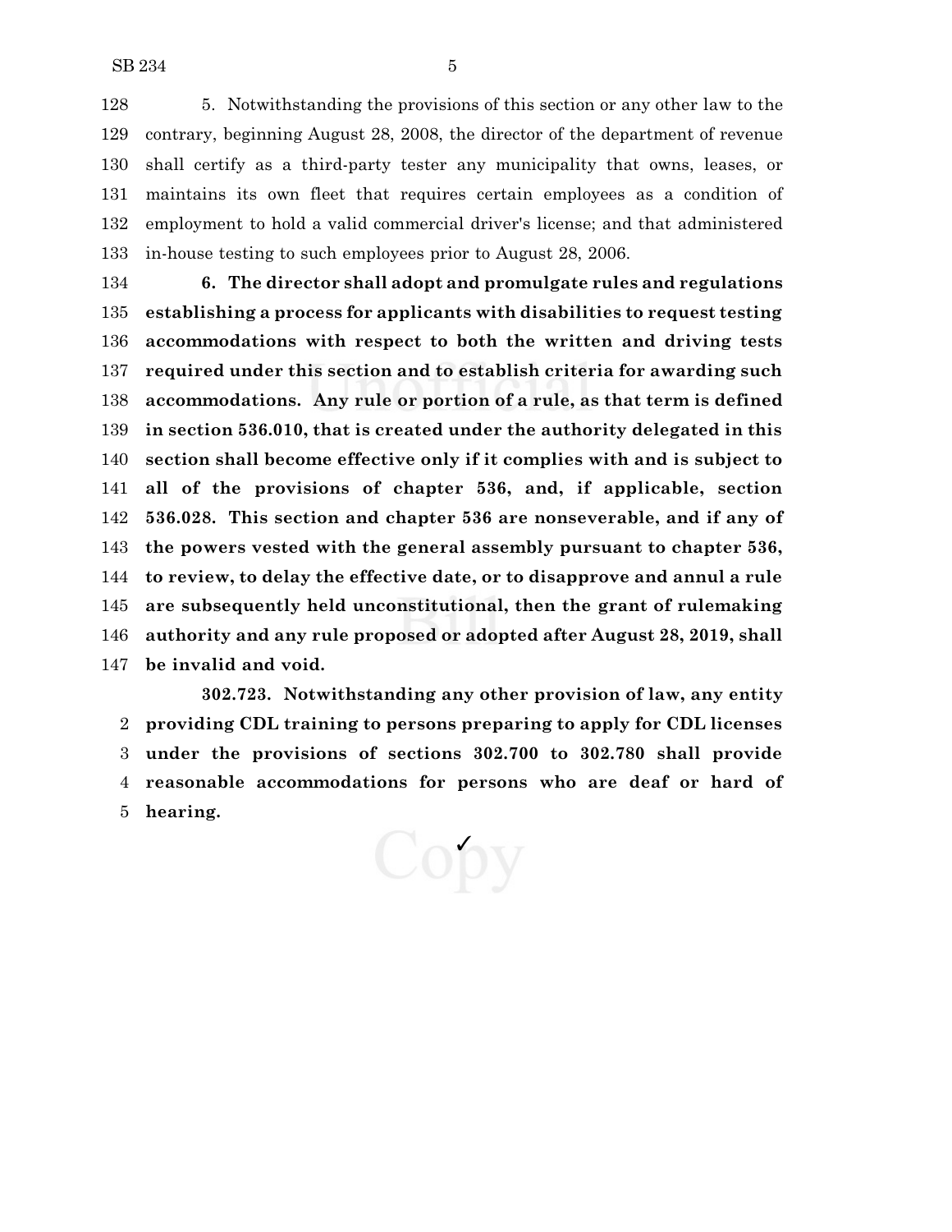5. Notwithstanding the provisions of this section or any other law to the contrary, beginning August 28, 2008, the director of the department of revenue shall certify as a third-party tester any municipality that owns, leases, or maintains its own fleet that requires certain employees as a condition of employment to hold a valid commercial driver's license; and that administered in-house testing to such employees prior to August 28, 2006.

**6. The director shall adopt and promulgate rules and regulations establishing a process for applicants with disabilities to request testing accommodations with respect to both the written and driving tests required under this section and to establish criteria for awarding such accommodations. Any rule or portion of a rule, as that term is defined in section 536.010, that is created under the authority delegated in this section shall become effective only if it complies with and is subject to all of the provisions of chapter 536, and, if applicable, section 536.028. This section and chapter 536 are nonseverable, and if any of the powers vested with the general assembly pursuant to chapter 536, to review, to delay the effective date, or to disapprove and annul a rule are subsequently held unconstitutional, then the grant of rulemaking authority and any rule proposed or adopted after August 28, 2019, shall be invalid and void.**

**302.723. Notwithstanding any other provision of law, any entity providing CDL training to persons preparing to apply for CDL licenses under the provisions of sections 302.700 to 302.780 shall provide reasonable accommodations for persons who are deaf or hard of hearing.**

✓